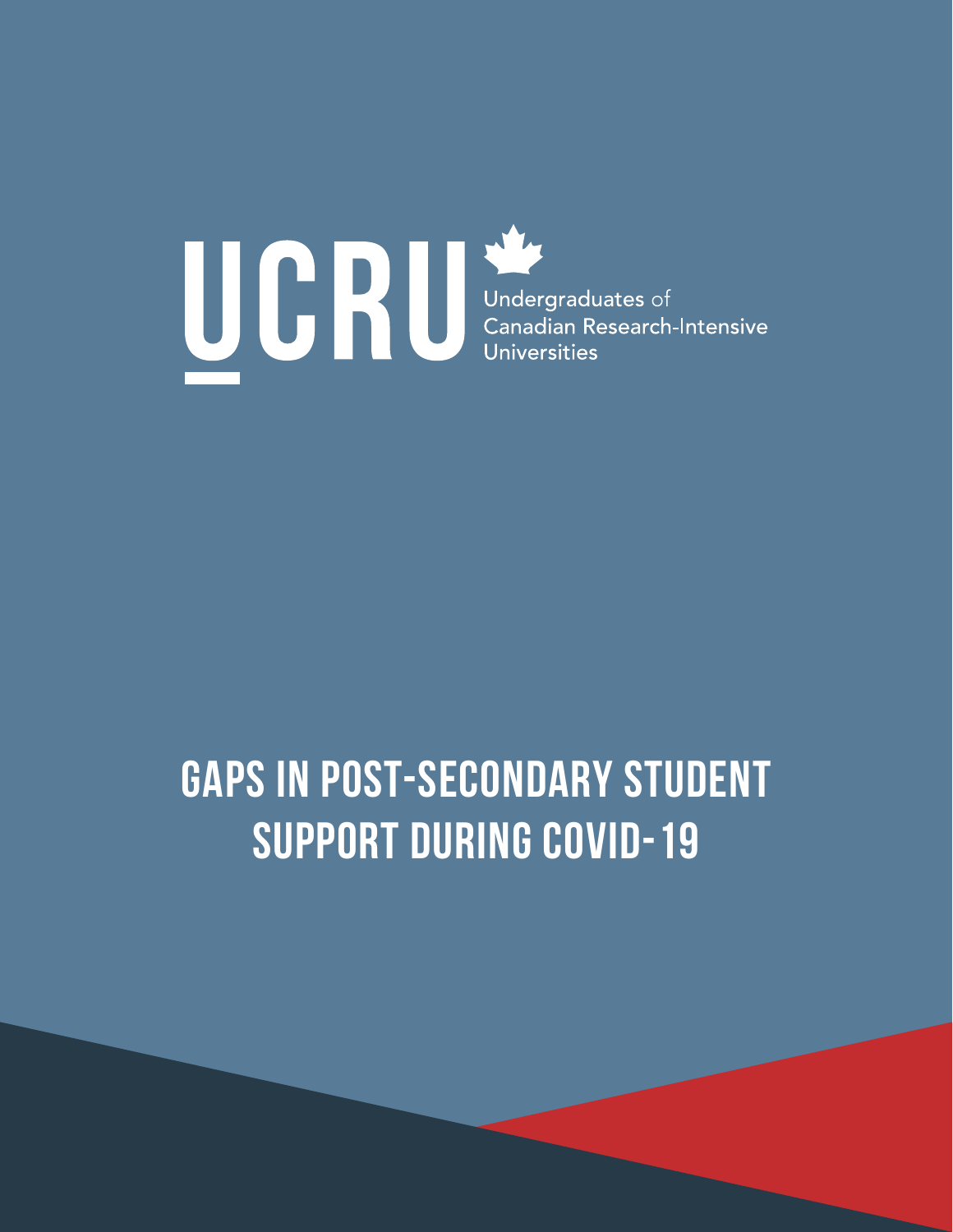UCRU

Undergraduates of Canadian Research-Intensive Universities

# GAPS IN POST-SECONDARY STUDENT SUPPORT DURING COVID-19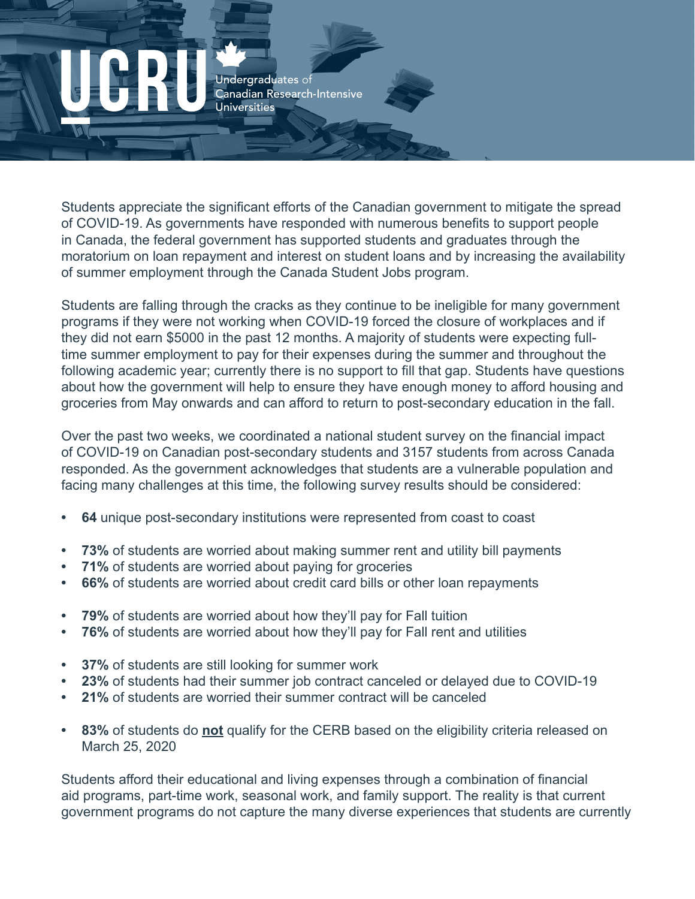UCRU Undergraduates of Canadian Research-Intensive Universities

Students appreciate the significant efforts of the Canadian government to mitigate the spread of COVID-19. As governments have responded with numerous benefits to support people in Canada, the federal government has supported students and graduates through the moratorium on loan repayment and interest on student loans and by increasing the availability of summer employment through the Canada Student Jobs program.

Students are falling through the cracks as they continue to be ineligible for many government programs if they were not working when COVID-19 forced the closure of workplaces and if they did not earn $5000 in the past 12 months. A majority of students were expecting full-time summer employment to pay for their expenses during the summer and throughout the following academic year; currently there is no support to fill that gap. Students have questions about how the government will help to ensure they have enough money to afford housing and groceries from May onwards and can afford to return to post-secondary education in the fall.

Over the past two weeks, we coordinated a national student survey on the financial impact of COVID-19 on Canadian post-secondary students and 3157 students from across Canada responded. As the government acknowledges that students are a vulnerable population and facing many challenges at this time, the following survey results should be considered:

- **64** unique post-secondary institutions were represented from coast to coast

- **73%** of students are worried about making summer rent and utility bill payments
- **71%** of students are worried about paying for groceries
- **66%** of students are worried about credit card bills or other loan repayments

- **79%** of students are worried about how they'll pay for Fall tuition
- **76%** of students are worried about how they'll pay for Fall rent and utilities

- **37%** of students are still looking for summer work
- **23%** of students had their summer job contract canceled or delayed due to COVID-19
- **21%** of students are worried their summer contract will be canceled

- **83%** of students do **not** qualify for the CERB based on the eligibility criteria released on March 25, 2020

Students afford their educational and living expenses through a combination of financial aid programs, part-time work, seasonal work, and family support. The reality is that current government programs do not capture the many diverse experiences that students are currently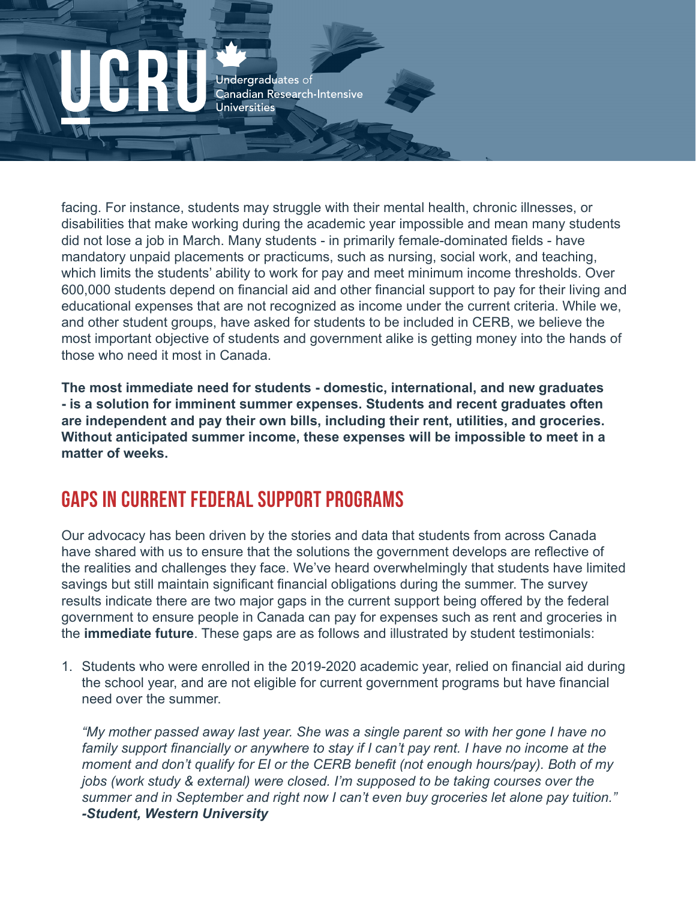facing. For instance, students may struggle with their mental health, chronic illnesses, or disabilities that make working during the academic year impossible and mean many students did not lose a job in March. Many students - in primarily female-dominated fields - have mandatory unpaid placements or practicums, such as nursing, social work, and teaching, which limits the students' ability to work for pay and meet minimum income thresholds. Over 600,000 students depend on financial aid and other financial support to pay for their living and educational expenses that are not recognized as income under the current criteria. While we, and other student groups, have asked for students to be included in CERB, we believe the most important objective of students and government alike is getting money into the hands of those who need it most in Canada.

**The most immediate need for students - domestic, international, and new graduates - is a solution for imminent summer expenses. Students and recent graduates often are independent and pay their own bills, including their rent, utilities, and groceries. Without anticipated summer income, these expenses will be impossible to meet in a matter of weeks.**

## GAPS IN CURRENT FEDERAL SUPPORT PROGRAMS

Our advocacy has been driven by the stories and data that students from across Canada have shared with us to ensure that the solutions the government develops are reflective of the realities and challenges they face. We've heard overwhelmingly that students have limited savings but still maintain significant financial obligations during the summer. The survey results indicate there are two major gaps in the current support being offered by the federal government to ensure people in Canada can pay for expenses such as rent and groceries in the **immediate future**. These gaps are as follows and illustrated by student testimonials:

1. Students who were enrolled in the 2019-2020 academic year, relied on financial aid during the school year, and are not eligible for current government programs but have financial need over the summer.

   *"My mother passed away last year. She was a single parent so with her gone I have no family support financially or anywhere to stay if I can't pay rent. I have no income at the moment and don't qualify for EI or the CERB benefit (not enough hours/pay). Both of my jobs (work study & external) were closed. I'm supposed to be taking courses over the summer and in September and right now I can't even buy groceries let alone pay tuition."*
   ***-Student, Western University***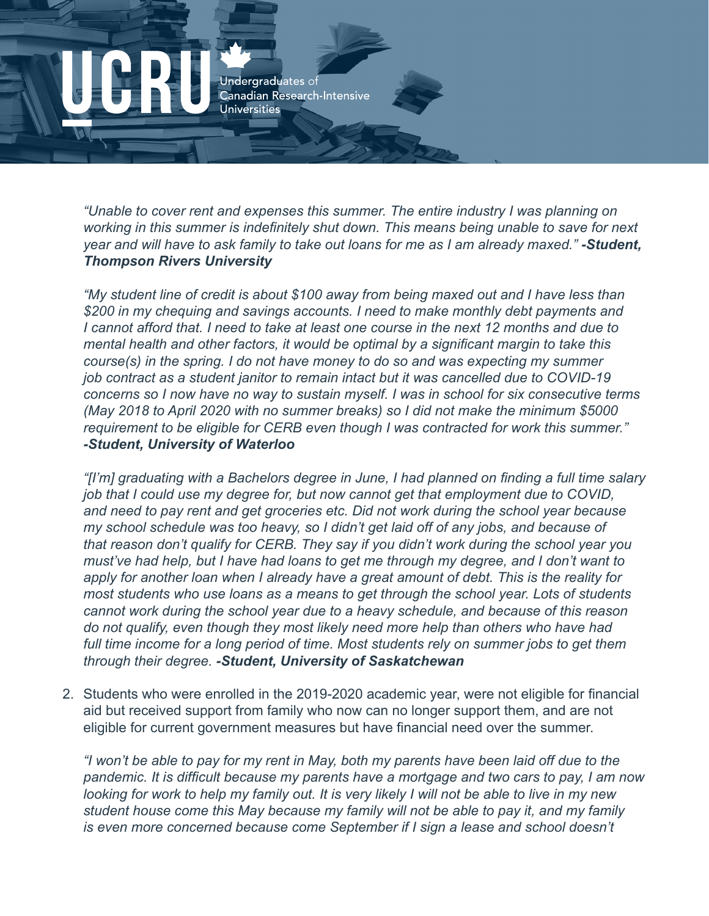*"Unable to cover rent and expenses this summer. The entire industry I was planning on working in this summer is indefinitely shut down. This means being unable to save for next year and will have to ask family to take out loans for me as I am already maxed."* ***-Student, Thompson Rivers University***

*"My student line of credit is about $100 away from being maxed out and I have less than $200 in my chequing and savings accounts. I need to make monthly debt payments and I cannot afford that. I need to take at least one course in the next 12 months and due to mental health and other factors, it would be optimal by a significant margin to take this course(s) in the spring. I do not have money to do so and was expecting my summer job contract as a student janitor to remain intact but it was cancelled due to COVID-19 concerns so I now have no way to sustain myself. I was in school for six consecutive terms (May 2018 to April 2020 with no summer breaks) so I did not make the minimum $5000 requirement to be eligible for CERB even though I was contracted for work this summer."* ***-Student, University of Waterloo***

*"[I'm] graduating with a Bachelors degree in June, I had planned on finding a full time salary job that I could use my degree for, but now cannot get that employment due to COVID, and need to pay rent and get groceries etc. Did not work during the school year because my school schedule was too heavy, so I didn't get laid off of any jobs, and because of that reason don't qualify for CERB. They say if you didn't work during the school year you must've had help, but I have had loans to get me through my degree, and I don't want to apply for another loan when I already have a great amount of debt. This is the reality for most students who use loans as a means to get through the school year. Lots of students cannot work during the school year due to a heavy schedule, and because of this reason do not qualify, even though they most likely need more help than others who have had full time income for a long period of time. Most students rely on summer jobs to get them through their degree.* ***-Student, University of Saskatchewan***

2. Students who were enrolled in the 2019-2020 academic year, were not eligible for financial aid but received support from family who now can no longer support them, and are not eligible for current government measures but have financial need over the summer.

*"I won't be able to pay for my rent in May, both my parents have been laid off due to the pandemic. It is difficult because my parents have a mortgage and two cars to pay, I am now looking for work to help my family out. It is very likely I will not be able to live in my new student house come this May because my family will not be able to pay it, and my family is even more concerned because come September if I sign a lease and school doesn't*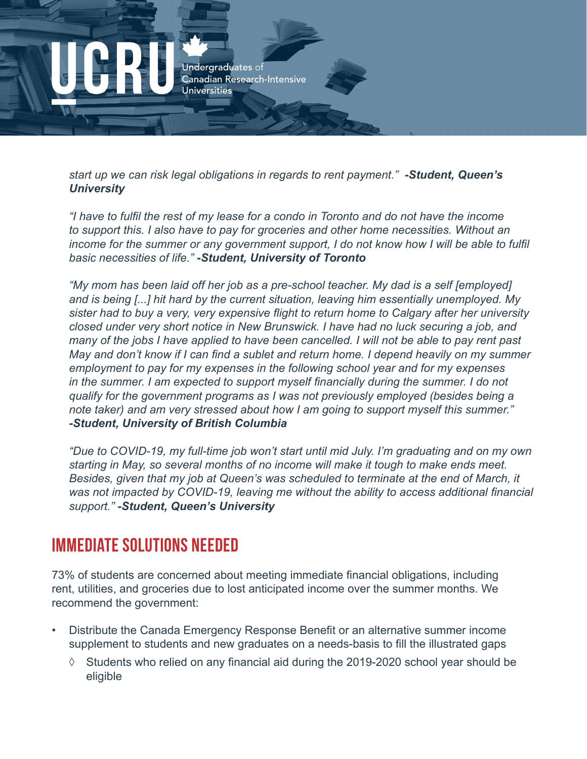*start up we can risk legal obligations in regards to rent payment."* ***-Student, Queen's University***

*"I have to fulfil the rest of my lease for a condo in Toronto and do not have the income to support this. I also have to pay for groceries and other home necessities. Without an income for the summer or any government support, I do not know how I will be able to fulfil basic necessities of life."* ***-Student, University of Toronto***

*"My mom has been laid off her job as a pre-school teacher. My dad is a self [employed] and is being [...] hit hard by the current situation, leaving him essentially unemployed. My sister had to buy a very, very expensive flight to return home to Calgary after her university closed under very short notice in New Brunswick. I have had no luck securing a job, and many of the jobs I have applied to have been cancelled. I will not be able to pay rent past May and don't know if I can find a sublet and return home. I depend heavily on my summer employment to pay for my expenses in the following school year and for my expenses in the summer. I am expected to support myself financially during the summer. I do not qualify for the government programs as I was not previously employed (besides being a note taker) and am very stressed about how I am going to support myself this summer."* ***-Student, University of British Columbia***

*"Due to COVID-19, my full-time job won't start until mid July. I'm graduating and on my own starting in May, so several months of no income will make it tough to make ends meet. Besides, given that my job at Queen's was scheduled to terminate at the end of March, it was not impacted by COVID-19, leaving me without the ability to access additional financial support."* ***-Student, Queen's University***

## IMMEDIATE SOLUTIONS NEEDED

73% of students are concerned about meeting immediate financial obligations, including rent, utilities, and groceries due to lost anticipated income over the summer months. We recommend the government:

- Distribute the Canada Emergency Response Benefit or an alternative summer income supplement to students and new graduates on a needs-basis to fill the illustrated gaps
  - Students who relied on any financial aid during the 2019-2020 school year should be eligible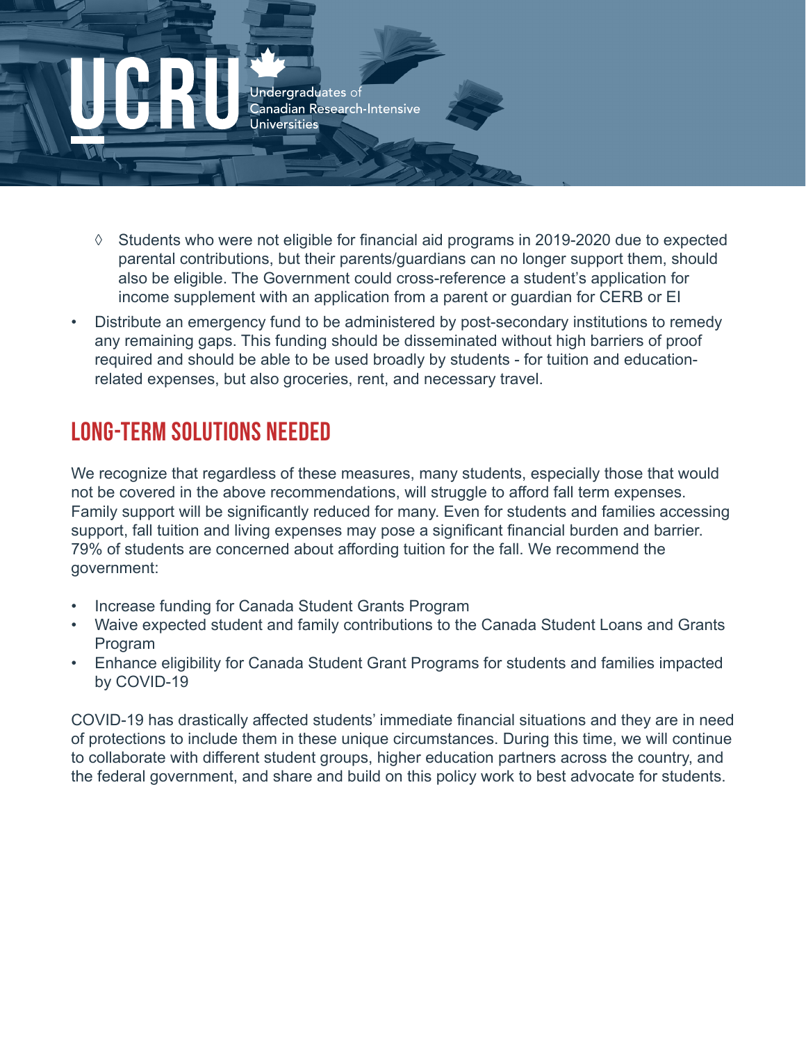- ◊ Students who were not eligible for financial aid programs in 2019-2020 due to expected parental contributions, but their parents/guardians can no longer support them, should also be eligible. The Government could cross-reference a student's application for income supplement with an application from a parent or guardian for CERB or EI
- Distribute an emergency fund to be administered by post-secondary institutions to remedy any remaining gaps. This funding should be disseminated without high barriers of proof required and should be able to be used broadly by students - for tuition and education-related expenses, but also groceries, rent, and necessary travel.

## LONG-TERM SOLUTIONS NEEDED

We recognize that regardless of these measures, many students, especially those that would not be covered in the above recommendations, will struggle to afford fall term expenses. Family support will be significantly reduced for many. Even for students and families accessing support, fall tuition and living expenses may pose a significant financial burden and barrier. 79% of students are concerned about affording tuition for the fall. We recommend the government:

- Increase funding for Canada Student Grants Program
- Waive expected student and family contributions to the Canada Student Loans and Grants Program
- Enhance eligibility for Canada Student Grant Programs for students and families impacted by COVID-19

COVID-19 has drastically affected students' immediate financial situations and they are in need of protections to include them in these unique circumstances. During this time, we will continue to collaborate with different student groups, higher education partners across the country, and the federal government, and share and build on this policy work to best advocate for students.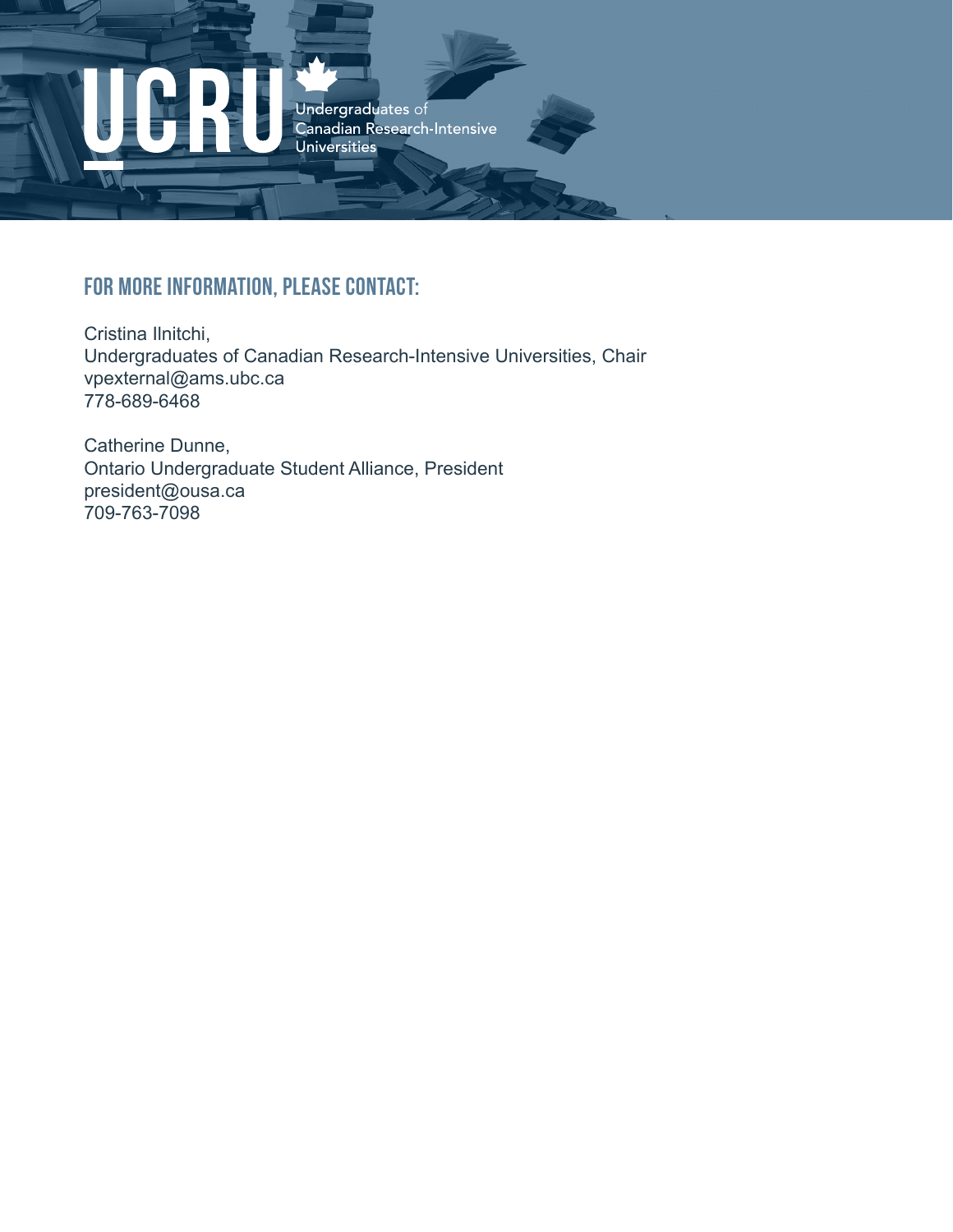UCRU

Undergraduates of Canadian Research-Intensive Universities

## FOR MORE INFORMATION, PLEASE CONTACT:

Cristina Ilnitchi,
Undergraduates of Canadian Research-Intensive Universities, Chair
vpexternal@ams.ubc.ca
778-689-6468

Catherine Dunne,
Ontario Undergraduate Student Alliance, President
president@ousa.ca
709-763-7098